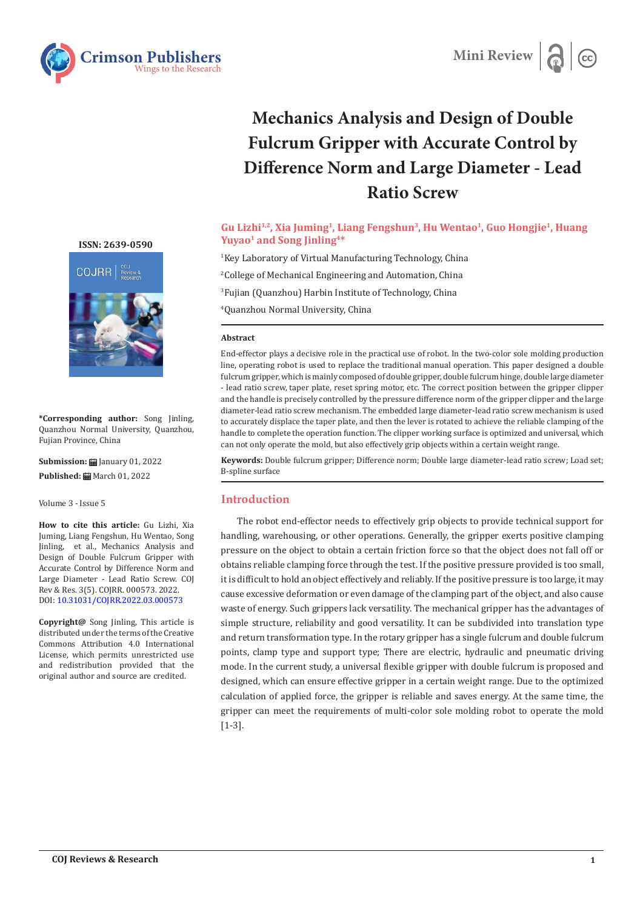Mini Review

# Mechanics Analysis and Design of Double Fulcrum Gripper with Accurate Control by Difference Norm and Large Diameter - Lead Ratio Screw

**Gu Lizhi[1,2], Xia Juming[1], Liang Fengshun[3], Hu Wentao[1], Guo Hongjie[1], Huang Yuyao[1] and Song Jinling[4]***

[1]Key Laboratory of Virtual Manufacturing Technology, China

[2]College of Mechanical Engineering and Automation, China

[3]Fujian (Quanzhou) Harbin Institute of Technology, China

[4]Quanzhou Normal University, China

ISSN: 2639-0590

**\*Corresponding author:** Song Jinling, Quanzhou Normal University, Quanzhou, Fujian Province, China

**Submission:** January 01, 2022

**Published:** March 01, 2022

Volume 3 - Issue 5

**How to cite this article:** Gu Lizhi, Xia Juming, Liang Fengshun, Hu Wentao, Song Jinling, et al., Mechanics Analysis and Design of Double Fulcrum Gripper with Accurate Control by Difference Norm and Large Diameter - Lead Ratio Screw. COJ Rev & Res. 3(5). COJRR. 000573. 2022. DOI: 10.31031/COJRR.2022.03.000573

**Copyright@** Song Jinling, This article is distributed under the terms of the Creative Commons Attribution 4.0 International License, which permits unrestricted use and redistribution provided that the original author and source are credited.

### Abstract

End-effector plays a decisive role in the practical use of robot. In the two-color sole molding production line, operating robot is used to replace the traditional manual operation. This paper designed a double fulcrum gripper, which is mainly composed of double gripper, double fulcrum hinge, double large diameter - lead ratio screw, taper plate, reset spring motor, etc. The correct position between the gripper clipper and the handle is precisely controlled by the pressure difference norm of the gripper clipper and the large diameter-lead ratio screw mechanism. The embedded large diameter-lead ratio screw mechanism is used to accurately displace the taper plate, and then the lever is rotated to achieve the reliable clamping of the handle to complete the operation function. The clipper working surface is optimized and universal, which can not only operate the mold, but also effectively grip objects within a certain weight range.

**Keywords:** Double fulcrum gripper; Difference norm; Double large diameter-lead ratio screw; Load set; B-spline surface

## Introduction

The robot end-effector needs to effectively grip objects to provide technical support for handling, warehousing, or other operations. Generally, the gripper exerts positive clamping pressure on the object to obtain a certain friction force so that the object does not fall off or obtains reliable clamping force through the test. If the positive pressure provided is too small, it is difficult to hold an object effectively and reliably. If the positive pressure is too large, it may cause excessive deformation or even damage of the clamping part of the object, and also cause waste of energy. Such grippers lack versatility. The mechanical gripper has the advantages of simple structure, reliability and good versatility. It can be subdivided into translation type and return transformation type. In the rotary gripper has a single fulcrum and double fulcrum points, clamp type and support type; There are electric, hydraulic and pneumatic driving mode. In the current study, a universal flexible gripper with double fulcrum is proposed and designed, which can ensure effective gripper in a certain weight range. Due to the optimized calculation of applied force, the gripper is reliable and saves energy. At the same time, the gripper can meet the requirements of multi-color sole molding robot to operate the mold [1-3].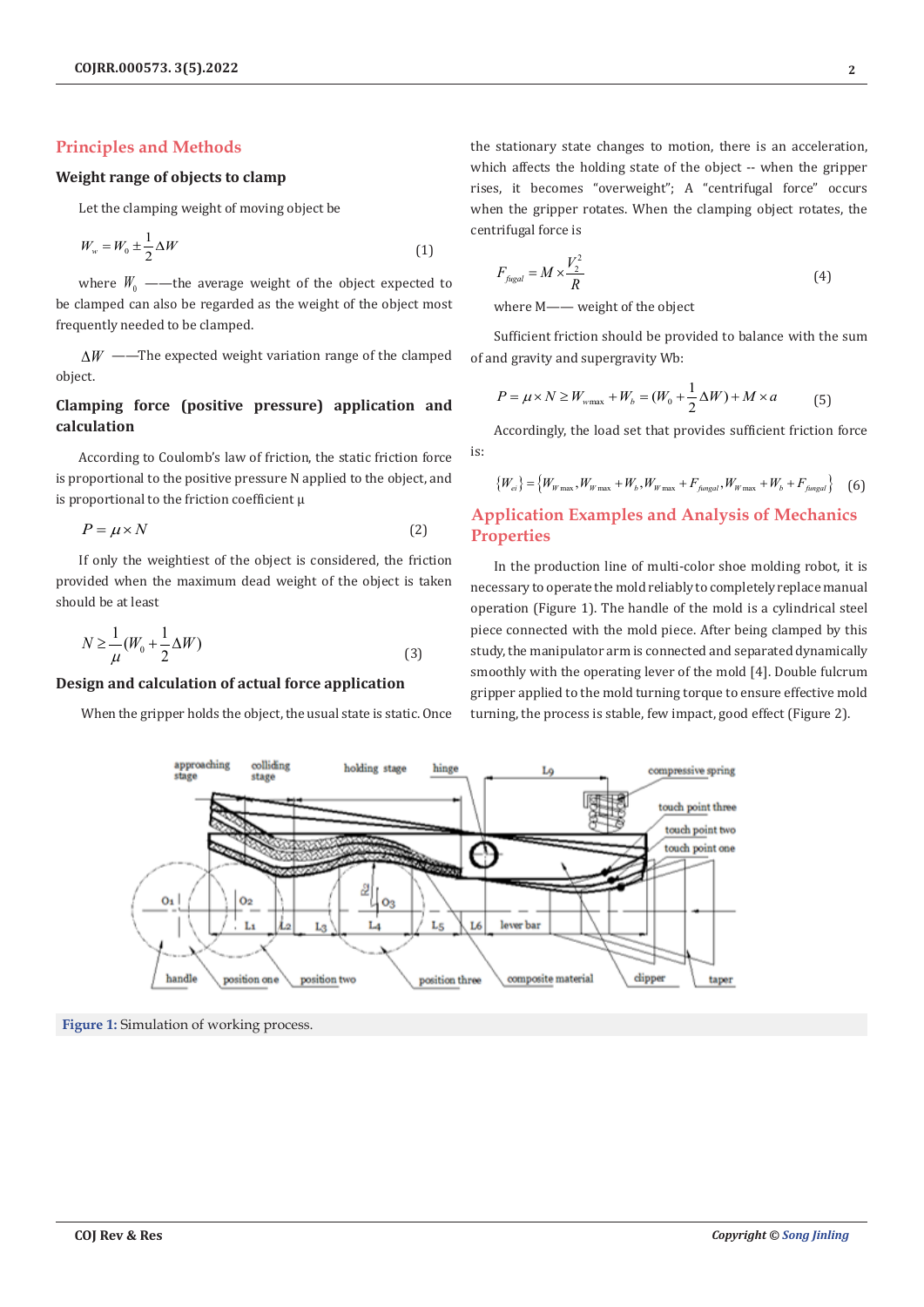## Principles and Methods

### Weight range of objects to clamp

Let the clamping weight of moving object be

$$W_w = W_0 \pm \frac{1}{2}\Delta W \quad (1)$$

where $W_0$ ——the average weight of the object expected to be clamped can also be regarded as the weight of the object most frequently needed to be clamped.

$\Delta W$ ——The expected weight variation range of the clamped object.

### Clamping force (positive pressure) application and calculation

According to Coulomb's law of friction, the static friction force is proportional to the positive pressure N applied to the object, and is proportional to the friction coefficient μ

$$P = \mu \times N \quad (2)$$

If only the weightiest of the object is considered, the friction provided when the maximum dead weight of the object is taken should be at least

$$N \geq \frac{1}{\mu}(W_0 + \frac{1}{2}\Delta W) \quad (3)$$

### Design and calculation of actual force application

When the gripper holds the object, the usual state is static. Once the stationary state changes to motion, there is an acceleration, which affects the holding state of the object -- when the gripper rises, it becomes "overweight"; A "centrifugal force" occurs when the gripper rotates. When the clamping object rotates, the centrifugal force is

$$F_{fugal} = M \times \frac{V_2^2}{R} \quad (4)$$

where M—— weight of the object

Sufficient friction should be provided to balance with the sum of and gravity and supergravity Wb:

$$P = \mu \times N \geq W_{w\max} + W_b = (W_0 + \frac{1}{2}\Delta W) + M \times a \quad (5)$$

Accordingly, the load set that provides sufficient friction force is:

$$\{W_{ei}\} = \{W_{W\max}, W_{W\max} + W_b, W_{W\max} + F_{fungal}, W_{W\max} + W_b + F_{fungal}\} \quad (6)$$

## Application Examples and Analysis of Mechanics Properties

In the production line of multi-color shoe molding robot, it is necessary to operate the mold reliably to completely replace manual operation (Figure 1). The handle of the mold is a cylindrical steel piece connected with the mold piece. After being clamped by this study, the manipulator arm is connected and separated dynamically smoothly with the operating lever of the mold [4]. Double fulcrum gripper applied to the mold turning torque to ensure effective mold turning, the process is stable, few impact, good effect (Figure 2).

**Figure 1:** Simulation of working process.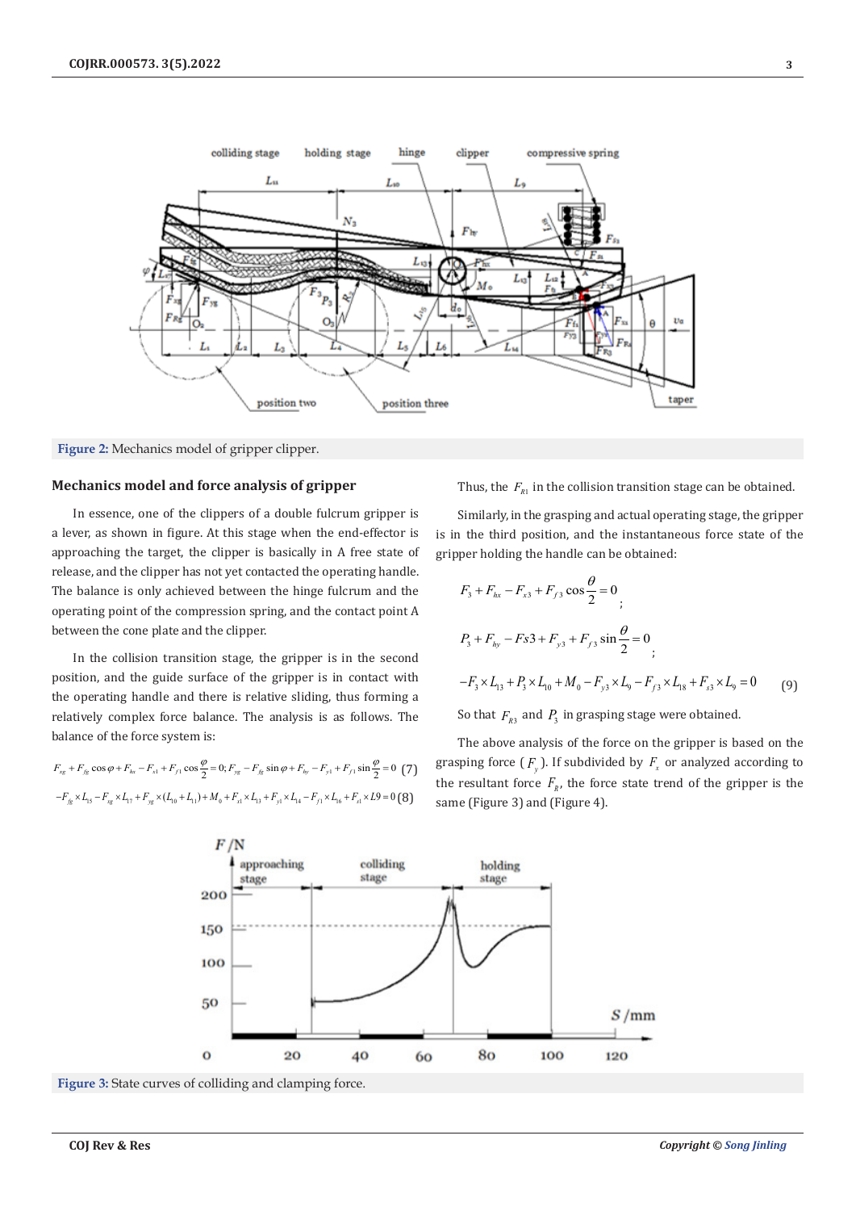Figure 2: Mechanics model of gripper clipper.

## Mechanics model and force analysis of gripper

In essence, one of the clippers of a double fulcrum gripper is a lever, as shown in figure. At this stage when the end-effector is approaching the target, the clipper is basically in A free state of release, and the clipper has not yet contacted the operating handle. The balance is only achieved between the hinge fulcrum and the operating point of the compression spring, and the contact point A between the cone plate and the clipper.

In the collision transition stage, the gripper is in the second position, and the guide surface of the gripper is in contact with the operating handle and there is relative sliding, thus forming a relatively complex force balance. The analysis is as follows. The balance of the force system is:

$$F_{xg} + F_{fg}\cos\varphi + F_{hx} - F_{x1} + F_{f1}\cos\frac{\varphi}{2} = 0; F_{yg} - F_{fg}\sin\varphi + F_{hy} - F_{y1} + F_{f1}\sin\frac{\varphi}{2} = 0 \quad (7)$$

$$-F_{fg}\times L_{15} - F_{xg}\times L_{17} + F_{yg}\times(L_{10}+L_{11}) + M_0 + F_{x1}\times L_{13} + F_{y1}\times L_{14} - F_{f1}\times L_{16} + F_{s1}\times L9 = 0 \quad (8)$$

Thus, the $F_{R1}$ in the collision transition stage can be obtained.

Similarly, in the grasping and actual operating stage, the gripper is in the third position, and the instantaneous force state of the gripper holding the handle can be obtained:

$$F_3 + F_{hx} - F_{x3} + F_{f3}\cos\frac{\theta}{2} = 0;$$

$$P_3 + F_{hy} - Fs3 + F_{y3} + F_{f3}\sin\frac{\theta}{2} = 0;$$

$$-F_3\times L_{13} + P_3\times L_{10} + M_0 - F_{y3}\times L_9 - F_{f3}\times L_{18} + F_{s3}\times L_9 = 0 \quad (9)$$

So that $F_{R3}$ and $P_3$ in grasping stage were obtained.

The above analysis of the force on the gripper is based on the grasping force ( $F_y$ ). If subdivided by $F_x$ or analyzed according to the resultant force $F_R$, the force state trend of the gripper is the same (Figure 3) and (Figure 4).

Figure 3: State curves of colliding and clamping force.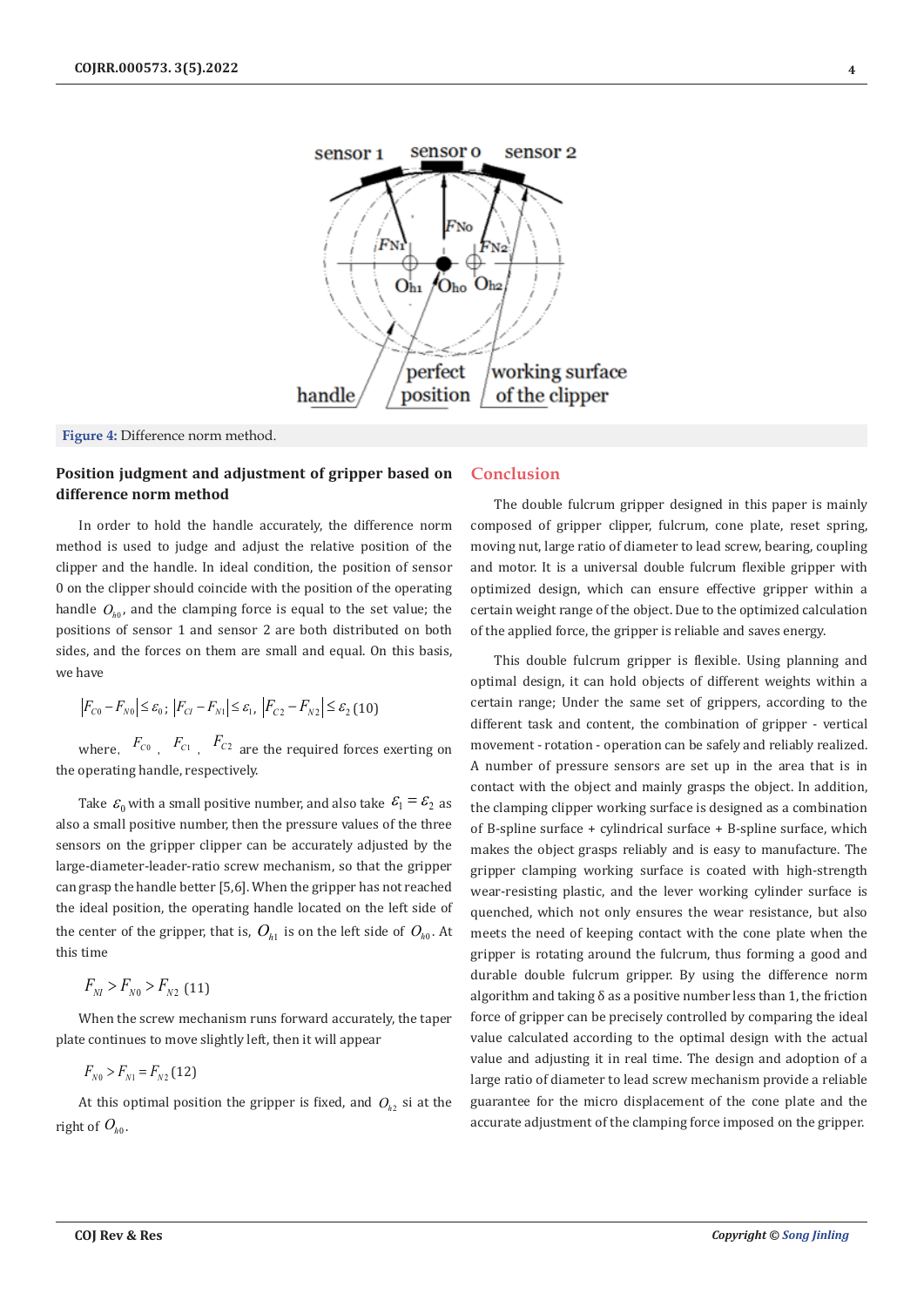Figure 4: Difference norm method.

## Position judgment and adjustment of gripper based on difference norm method

In order to hold the handle accurately, the difference norm method is used to judge and adjust the relative position of the clipper and the handle. In ideal condition, the position of sensor 0 on the clipper should coincide with the position of the operating handle $O_{h0}$, and the clamping force is equal to the set value; the positions of sensor 1 and sensor 2 are both distributed on both sides, and the forces on them are small and equal. On this basis, we have

$$|F_{C0}-F_{N0}|\le\varepsilon_0;\ |F_{CI}-F_{N1}|\le\varepsilon_1,\ |F_{C2}-F_{N2}|\le\varepsilon_2 \quad (10)$$

where, $F_{C0}$, $F_{C1}$, $F_{C2}$ are the required forces exerting on the operating handle, respectively.

Take $\varepsilon_0$ with a small positive number, and also take $\varepsilon_1=\varepsilon_2$ as also a small positive number, then the pressure values of the three sensors on the gripper clipper can be accurately adjusted by the large-diameter-leader-ratio screw mechanism, so that the gripper can grasp the handle better [5,6]. When the gripper has not reached the ideal position, the operating handle located on the left side of the center of the gripper, that is, $O_{h1}$ is on the left side of $O_{h0}$. At this time

$$F_{NI}>F_{N0}>F_{N2} \quad (11)$$

When the screw mechanism runs forward accurately, the taper plate continues to move slightly left, then it will appear

$$F_{N0}>F_{N1}=F_{N2} \quad (12)$$

At this optimal position the gripper is fixed, and $O_{h2}$ si at the right of $O_{h0}$.

## Conclusion

The double fulcrum gripper designed in this paper is mainly composed of gripper clipper, fulcrum, cone plate, reset spring, moving nut, large ratio of diameter to lead screw, bearing, coupling and motor. It is a universal double fulcrum flexible gripper with optimized design, which can ensure effective gripper within a certain weight range of the object. Due to the optimized calculation of the applied force, the gripper is reliable and saves energy.

This double fulcrum gripper is flexible. Using planning and optimal design, it can hold objects of different weights within a certain range; Under the same set of grippers, according to the different task and content, the combination of gripper - vertical movement - rotation - operation can be safely and reliably realized. A number of pressure sensors are set up in the area that is in contact with the object and mainly grasps the object. In addition, the clamping clipper working surface is designed as a combination of B-spline surface + cylindrical surface + B-spline surface, which makes the object grasps reliably and is easy to manufacture. The gripper clamping working surface is coated with high-strength wear-resisting plastic, and the lever working cylinder surface is quenched, which not only ensures the wear resistance, but also meets the need of keeping contact with the cone plate when the gripper is rotating around the fulcrum, thus forming a good and durable double fulcrum gripper. By using the difference norm algorithm and taking δ as a positive number less than 1, the friction force of gripper can be precisely controlled by comparing the ideal value calculated according to the optimal design with the actual value and adjusting it in real time. The design and adoption of a large ratio of diameter to lead screw mechanism provide a reliable guarantee for the micro displacement of the cone plate and the accurate adjustment of the clamping force imposed on the gripper.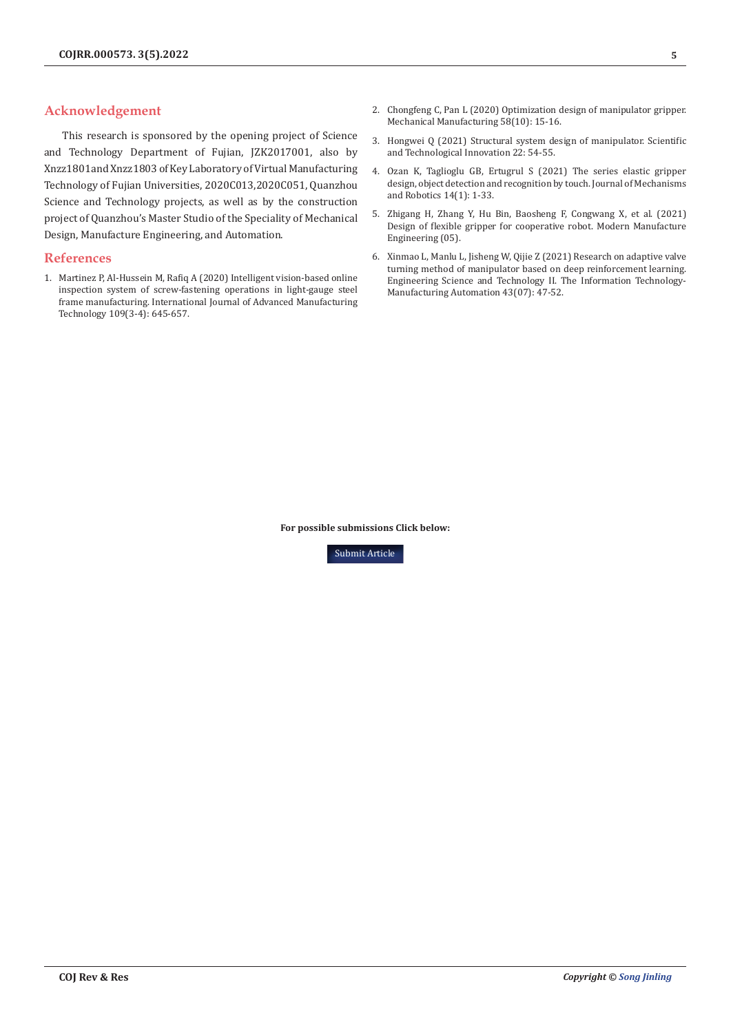## Acknowledgement

This research is sponsored by the opening project of Science and Technology Department of Fujian, JZK2017001, also by Xnzz1801and Xnzz1803 of Key Laboratory of Virtual Manufacturing Technology of Fujian Universities, 2020C013,2020C051, Quanzhou Science and Technology projects, as well as by the construction project of Quanzhou's Master Studio of the Speciality of Mechanical Design, Manufacture Engineering, and Automation.

## References

1. Martinez P, Al-Hussein M, Rafiq A (2020) Intelligent vision-based online inspection system of screw-fastening operations in light-gauge steel frame manufacturing. International Journal of Advanced Manufacturing Technology 109(3-4): 645-657.
2. Chongfeng C, Pan L (2020) Optimization design of manipulator gripper. Mechanical Manufacturing 58(10): 15-16.
3. Hongwei Q (2021) Structural system design of manipulator. Scientific and Technological Innovation 22: 54-55.
4. Ozan K, Taglioglu GB, Ertugrul S (2021) The series elastic gripper design, object detection and recognition by touch. Journal of Mechanisms and Robotics 14(1): 1-33.
5. Zhigang H, Zhang Y, Hu Bin, Baosheng F, Congwang X, et al. (2021) Design of flexible gripper for cooperative robot. Modern Manufacture Engineering (05).
6. Xinmao L, Manlu L, Jisheng W, Qijie Z (2021) Research on adaptive valve turning method of manipulator based on deep reinforcement learning. Engineering Science and Technology II. The Information Technology-Manufacturing Automation 43(07): 47-52.

**For possible submissions Click below:**

Submit Article